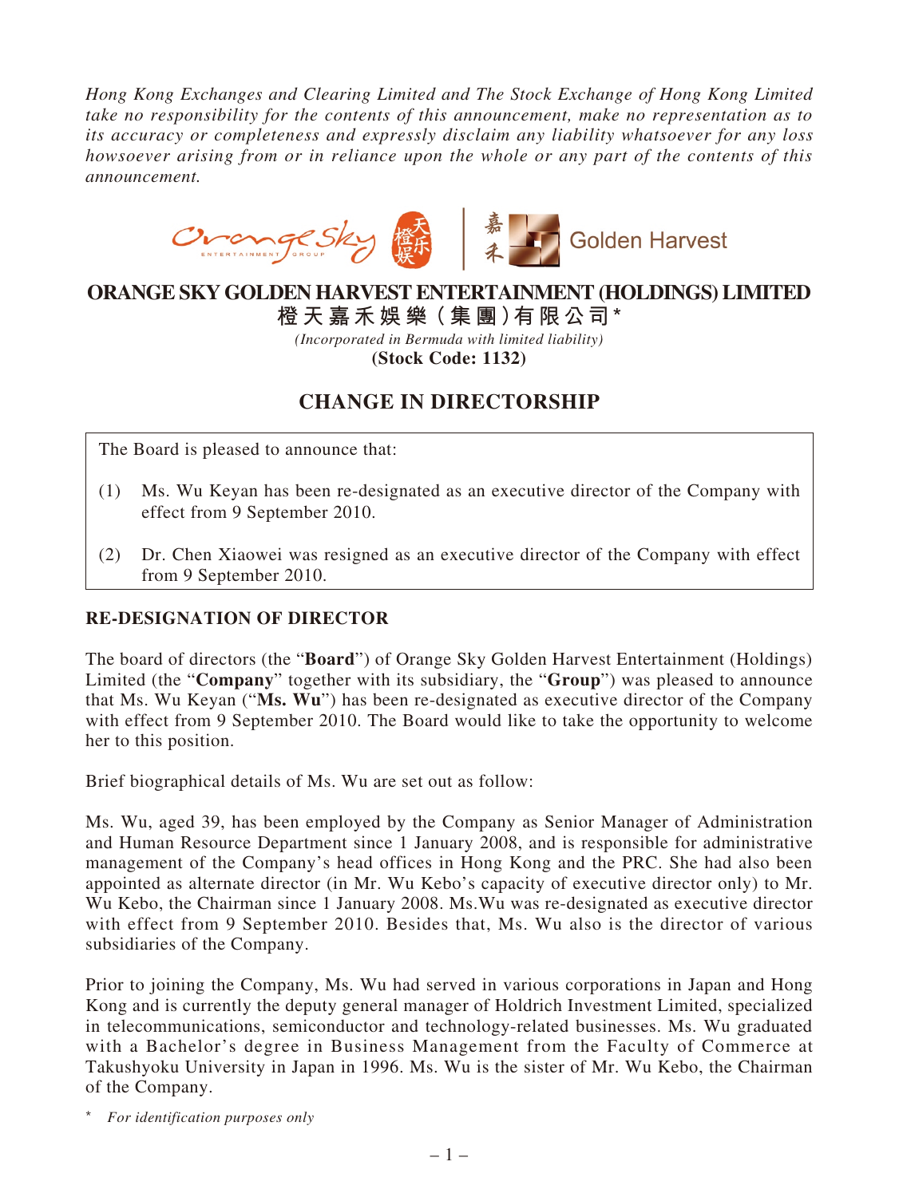*Hong Kong Exchanges and Clearing Limited and The Stock Exchange of Hong Kong Limited take no responsibility for the contents of this announcement, make no representation as to its accuracy or completeness and expressly disclaim any liability whatsoever for any loss howsoever arising from or in reliance upon the whole or any part of the contents of this announcement.*

# ORANGE SKY GOLDEN HARVEST ENTERTAINMENT (HOLDINGS) LIMITED

**橙天嘉禾娛樂(集團)有限公司***

*(Incorporated in Bermuda with limited liability)*

**(Stock Code: 1132)**

## CHANGE IN DIRECTORSHIP

The Board is pleased to announce that:

(1) Ms. Wu Keyan has been re-designated as an executive director of the Company with effect from 9 September 2010.

(2) Dr. Chen Xiaowei was resigned as an executive director of the Company with effect from 9 September 2010.

### RE-DESIGNATION OF DIRECTOR

The board of directors (the "**Board**") of Orange Sky Golden Harvest Entertainment (Holdings) Limited (the "**Company**" together with its subsidiary, the "**Group**") was pleased to announce that Ms. Wu Keyan ("**Ms. Wu**") has been re-designated as executive director of the Company with effect from 9 September 2010. The Board would like to take the opportunity to welcome her to this position.

Brief biographical details of Ms. Wu are set out as follow:

Ms. Wu, aged 39, has been employed by the Company as Senior Manager of Administration and Human Resource Department since 1 January 2008, and is responsible for administrative management of the Company's head offices in Hong Kong and the PRC. She had also been appointed as alternate director (in Mr. Wu Kebo's capacity of executive director only) to Mr. Wu Kebo, the Chairman since 1 January 2008. Ms.Wu was re-designated as executive director with effect from 9 September 2010. Besides that, Ms. Wu also is the director of various subsidiaries of the Company.

Prior to joining the Company, Ms. Wu had served in various corporations in Japan and Hong Kong and is currently the deputy general manager of Holdrich Investment Limited, specialized in telecommunications, semiconductor and technology-related businesses. Ms. Wu graduated with a Bachelor's degree in Business Management from the Faculty of Commerce at Takushyoku University in Japan in 1996. Ms. Wu is the sister of Mr. Wu Kebo, the Chairman of the Company.

\* *For identification purposes only*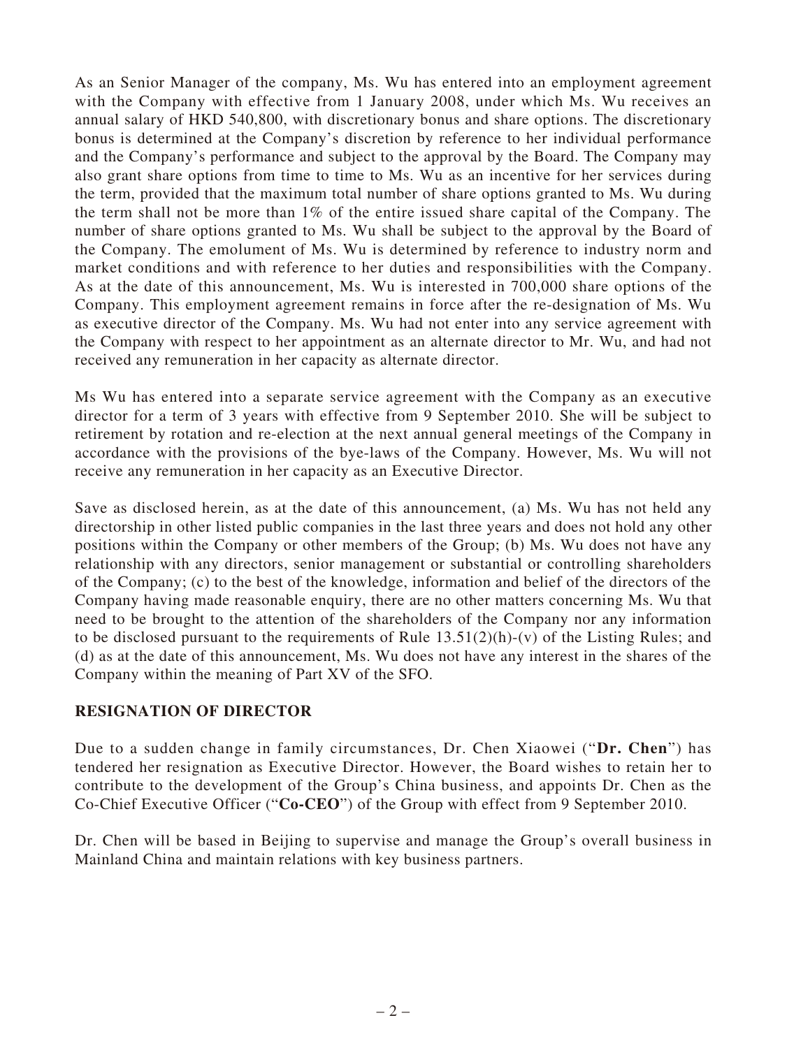As an Senior Manager of the company, Ms. Wu has entered into an employment agreement with the Company with effective from 1 January 2008, under which Ms. Wu receives an annual salary of HKD 540,800, with discretionary bonus and share options. The discretionary bonus is determined at the Company's discretion by reference to her individual performance and the Company's performance and subject to the approval by the Board. The Company may also grant share options from time to time to Ms. Wu as an incentive for her services during the term, provided that the maximum total number of share options granted to Ms. Wu during the term shall not be more than 1% of the entire issued share capital of the Company. The number of share options granted to Ms. Wu shall be subject to the approval by the Board of the Company. The emolument of Ms. Wu is determined by reference to industry norm and market conditions and with reference to her duties and responsibilities with the Company. As at the date of this announcement, Ms. Wu is interested in 700,000 share options of the Company. This employment agreement remains in force after the re-designation of Ms. Wu as executive director of the Company. Ms. Wu had not enter into any service agreement with the Company with respect to her appointment as an alternate director to Mr. Wu, and had not received any remuneration in her capacity as alternate director.

Ms Wu has entered into a separate service agreement with the Company as an executive director for a term of 3 years with effective from 9 September 2010. She will be subject to retirement by rotation and re-election at the next annual general meetings of the Company in accordance with the provisions of the bye-laws of the Company. However, Ms. Wu will not receive any remuneration in her capacity as an Executive Director.

Save as disclosed herein, as at the date of this announcement, (a) Ms. Wu has not held any directorship in other listed public companies in the last three years and does not hold any other positions within the Company or other members of the Group; (b) Ms. Wu does not have any relationship with any directors, senior management or substantial or controlling shareholders of the Company; (c) to the best of the knowledge, information and belief of the directors of the Company having made reasonable enquiry, there are no other matters concerning Ms. Wu that need to be brought to the attention of the shareholders of the Company nor any information to be disclosed pursuant to the requirements of Rule 13.51(2)(h)-(v) of the Listing Rules; and (d) as at the date of this announcement, Ms. Wu does not have any interest in the shares of the Company within the meaning of Part XV of the SFO.

## RESIGNATION OF DIRECTOR

Due to a sudden change in family circumstances, Dr. Chen Xiaowei ("**Dr. Chen**") has tendered her resignation as Executive Director. However, the Board wishes to retain her to contribute to the development of the Group's China business, and appoints Dr. Chen as the Co-Chief Executive Officer ("**Co-CEO**") of the Group with effect from 9 September 2010.

Dr. Chen will be based in Beijing to supervise and manage the Group's overall business in Mainland China and maintain relations with key business partners.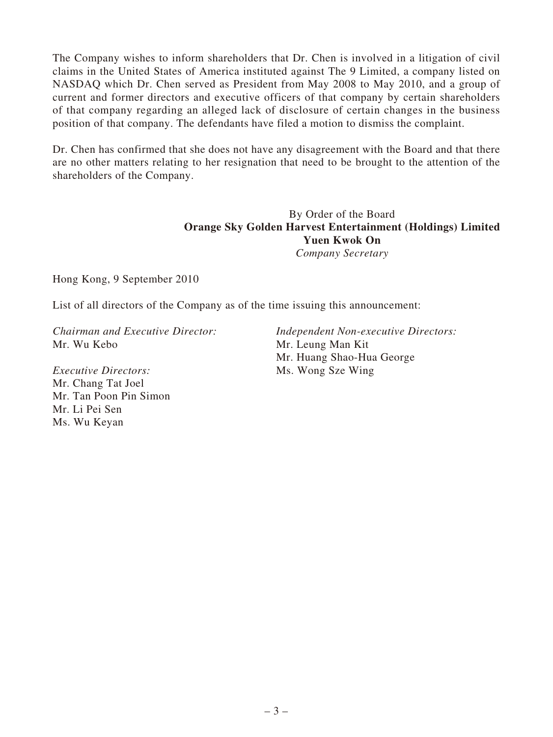The Company wishes to inform shareholders that Dr. Chen is involved in a litigation of civil claims in the United States of America instituted against The 9 Limited, a company listed on NASDAQ which Dr. Chen served as President from May 2008 to May 2010, and a group of current and former directors and executive officers of that company by certain shareholders of that company regarding an alleged lack of disclosure of certain changes in the business position of that company. The defendants have filed a motion to dismiss the complaint.

Dr. Chen has confirmed that she does not have any disagreement with the Board and that there are no other matters relating to her resignation that need to be brought to the attention of the shareholders of the Company.

By Order of the Board
**Orange Sky Golden Harvest Entertainment (Holdings) Limited**
**Yuen Kwok On**
*Company Secretary*

Hong Kong, 9 September 2010

List of all directors of the Company as of the time issuing this announcement:

*Chairman and Executive Director:*
Mr. Wu Kebo

*Executive Directors:*
Mr. Chang Tat Joel
Mr. Tan Poon Pin Simon
Mr. Li Pei Sen
Ms. Wu Keyan

*Independent Non-executive Directors:*
Mr. Leung Man Kit
Mr. Huang Shao-Hua George
Ms. Wong Sze Wing